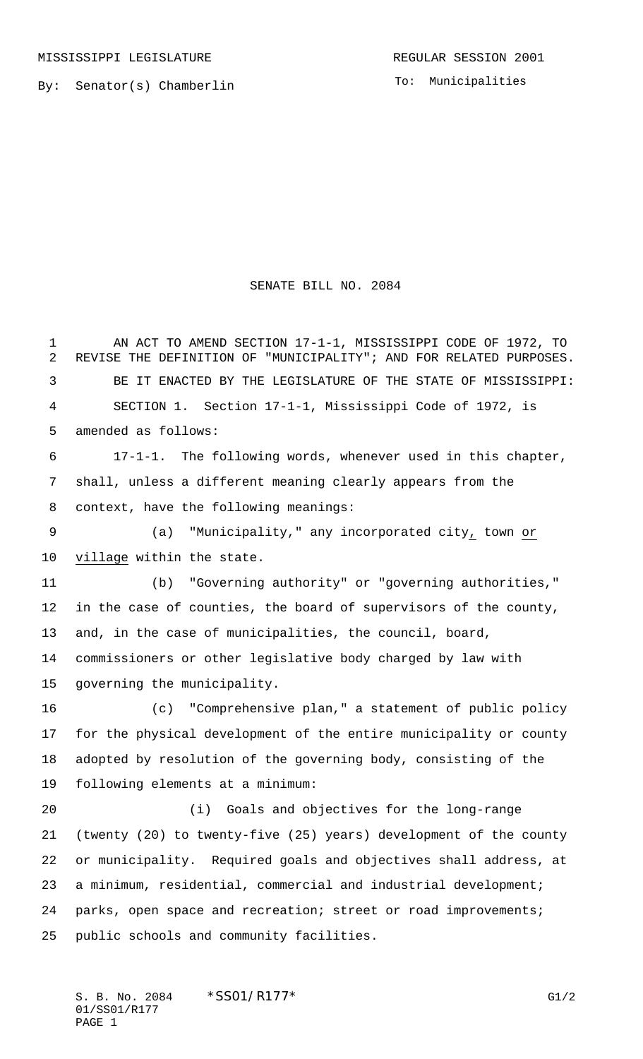MISSISSIPPI LEGISLATURE REGULAR SESSION 2001

By: Senator(s) Chamberlin

To: Municipalities

# SENATE BILL NO. 2084

AN ACT TO AMEND SECTION 17-1-1, MISSISSIPPI CODE OF 1972, TO REVISE THE DEFINITION OF "MUNICIPALITY"; AND FOR RELATED PURPOSES.

BE IT ENACTED BY THE LEGISLATURE OF THE STATE OF MISSISSIPPI:

SECTION 1. Section 17-1-1, Mississippi Code of 1972, is amended as follows:

17-1-1. The following words, whenever used in this chapter, shall, unless a different meaning clearly appears from the context, have the following meanings:

(a) "Municipality," any incorporated city, town or village within the state.

(b) "Governing authority" or "governing authorities," in the case of counties, the board of supervisors of the county, and, in the case of municipalities, the council, board, commissioners or other legislative body charged by law with governing the municipality.

(c) "Comprehensive plan," a statement of public policy for the physical development of the entire municipality or county adopted by resolution of the governing body, consisting of the following elements at a minimum:

(i) Goals and objectives for the long-range (twenty (20) to twenty-five (25) years) development of the county or municipality. Required goals and objectives shall address, at a minimum, residential, commercial and industrial development; parks, open space and recreation; street or road improvements; public schools and community facilities.

S. B. No. 2084 \*SS01/R177\* G1/2
01/SS01/R177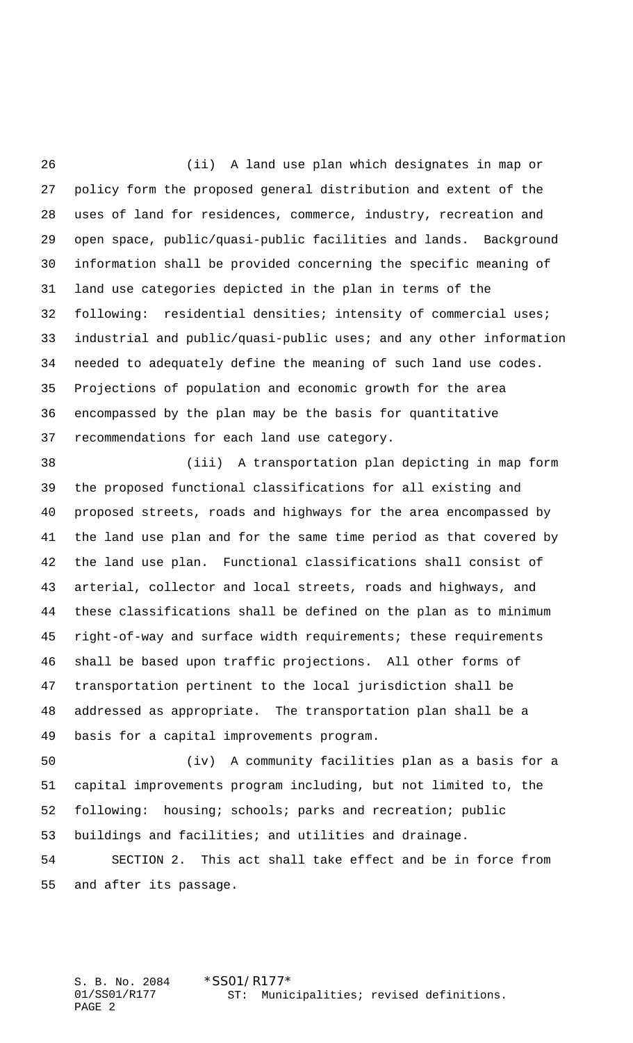(ii) A land use plan which designates in map or policy form the proposed general distribution and extent of the uses of land for residences, commerce, industry, recreation and open space, public/quasi-public facilities and lands. Background information shall be provided concerning the specific meaning of land use categories depicted in the plan in terms of the following: residential densities; intensity of commercial uses; industrial and public/quasi-public uses; and any other information needed to adequately define the meaning of such land use codes. Projections of population and economic growth for the area encompassed by the plan may be the basis for quantitative recommendations for each land use category.

(iii) A transportation plan depicting in map form the proposed functional classifications for all existing and proposed streets, roads and highways for the area encompassed by the land use plan and for the same time period as that covered by the land use plan. Functional classifications shall consist of arterial, collector and local streets, roads and highways, and these classifications shall be defined on the plan as to minimum right-of-way and surface width requirements; these requirements shall be based upon traffic projections. All other forms of transportation pertinent to the local jurisdiction shall be addressed as appropriate. The transportation plan shall be a basis for a capital improvements program.

(iv) A community facilities plan as a basis for a capital improvements program including, but not limited to, the following: housing; schools; parks and recreation; public buildings and facilities; and utilities and drainage.

SECTION 2. This act shall take effect and be in force from and after its passage.